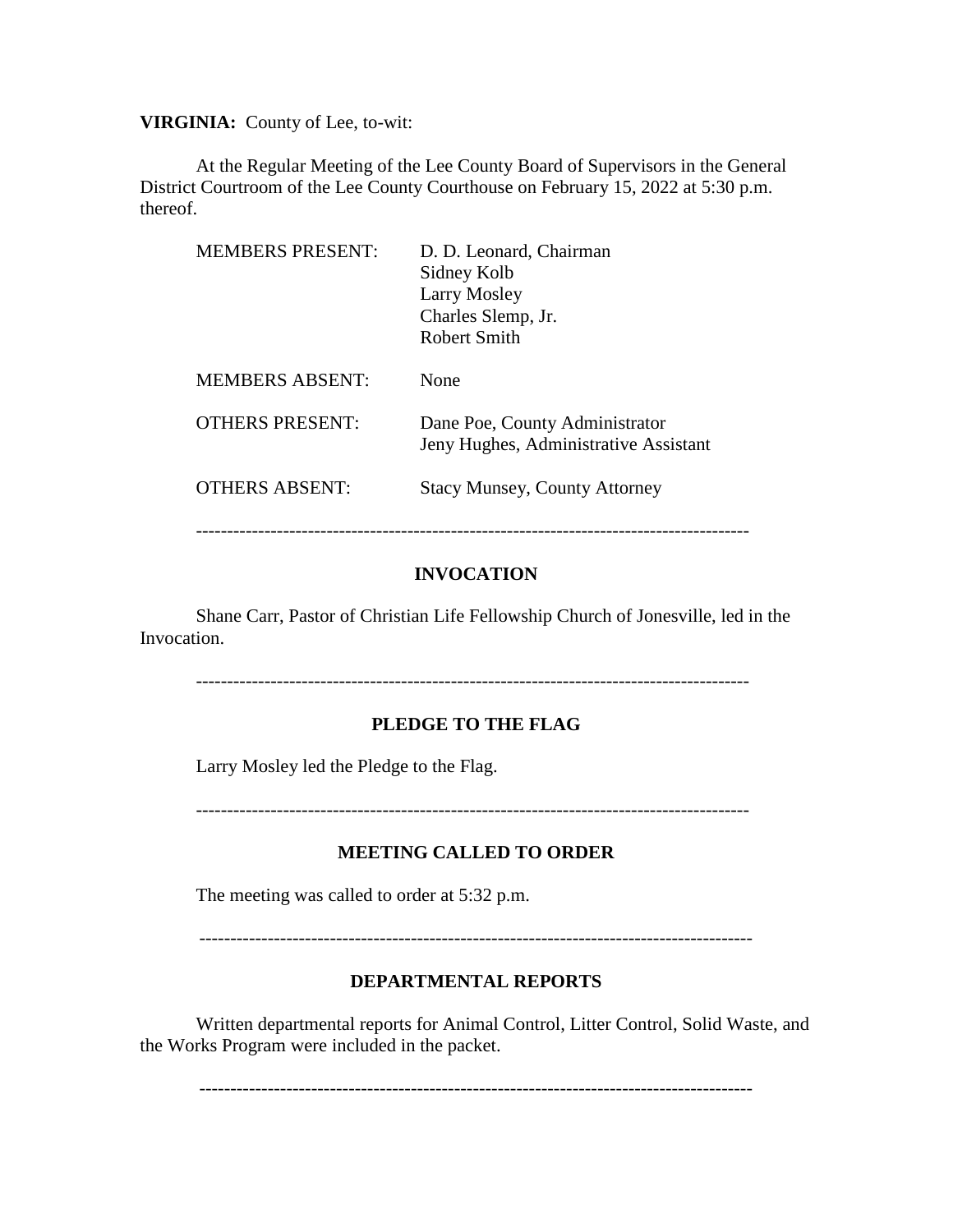**VIRGINIA:** County of Lee, to-wit:

At the Regular Meeting of the Lee County Board of Supervisors in the General District Courtroom of the Lee County Courthouse on February 15, 2022 at 5:30 p.m. thereof.

| | |
|---|---|
| MEMBERS PRESENT: | D. D. Leonard, Chairman<br>Sidney Kolb<br>Larry Mosley<br>Charles Slemp, Jr.<br>Robert Smith |
| MEMBERS ABSENT: | None |
| OTHERS PRESENT: | Dane Poe, County Administrator<br>Jeny Hughes, Administrative Assistant |
| OTHERS ABSENT: | Stacy Munsey, County Attorney |

---

## INVOCATION

Shane Carr, Pastor of Christian Life Fellowship Church of Jonesville, led in the Invocation.

---

## PLEDGE TO THE FLAG

Larry Mosley led the Pledge to the Flag.

---

## MEETING CALLED TO ORDER

The meeting was called to order at 5:32 p.m.

---

## DEPARTMENTAL REPORTS

Written departmental reports for Animal Control, Litter Control, Solid Waste, and the Works Program were included in the packet.

---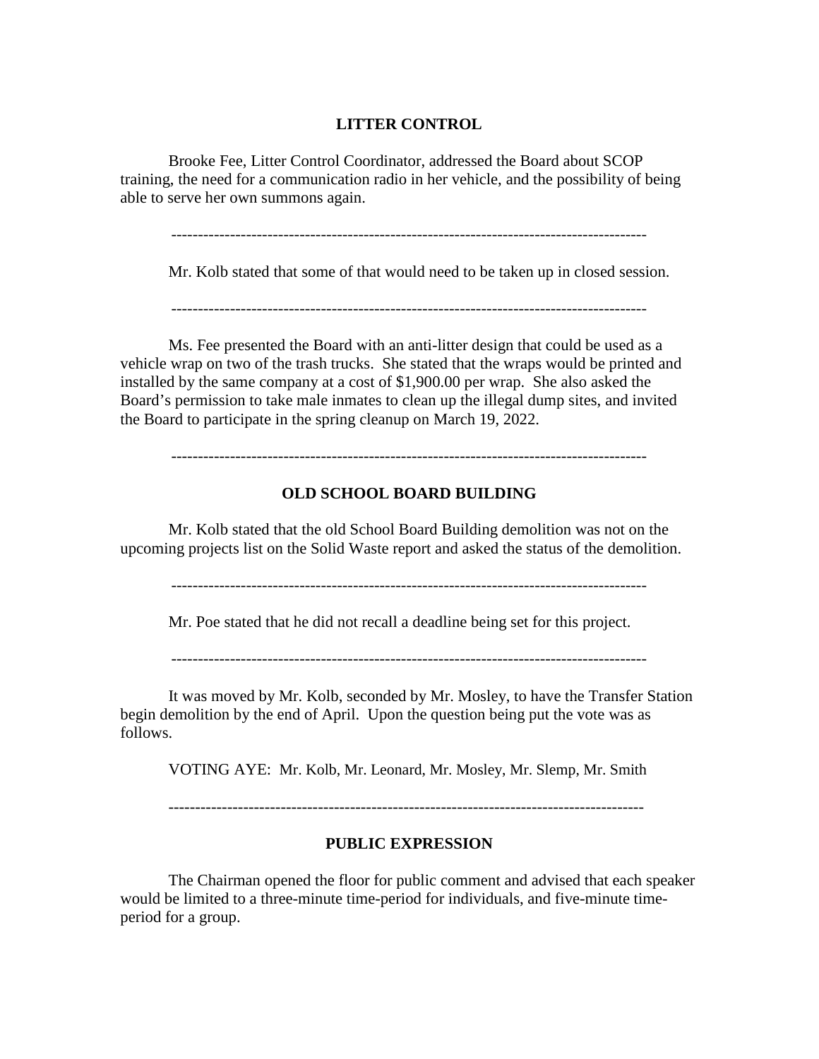## LITTER CONTROL

Brooke Fee, Litter Control Coordinator, addressed the Board about SCOP training, the need for a communication radio in her vehicle, and the possibility of being able to serve her own summons again.

---

Mr. Kolb stated that some of that would need to be taken up in closed session.

---

Ms. Fee presented the Board with an anti-litter design that could be used as a vehicle wrap on two of the trash trucks. She stated that the wraps would be printed and installed by the same company at a cost of $1,900.00 per wrap. She also asked the Board's permission to take male inmates to clean up the illegal dump sites, and invited the Board to participate in the spring cleanup on March 19, 2022.

---

## OLD SCHOOL BOARD BUILDING

Mr. Kolb stated that the old School Board Building demolition was not on the upcoming projects list on the Solid Waste report and asked the status of the demolition.

---

Mr. Poe stated that he did not recall a deadline being set for this project.

---

It was moved by Mr. Kolb, seconded by Mr. Mosley, to have the Transfer Station begin demolition by the end of April. Upon the question being put the vote was as follows.

VOTING AYE: Mr. Kolb, Mr. Leonard, Mr. Mosley, Mr. Slemp, Mr. Smith

---

## PUBLIC EXPRESSION

The Chairman opened the floor for public comment and advised that each speaker would be limited to a three-minute time-period for individuals, and five-minute time-period for a group.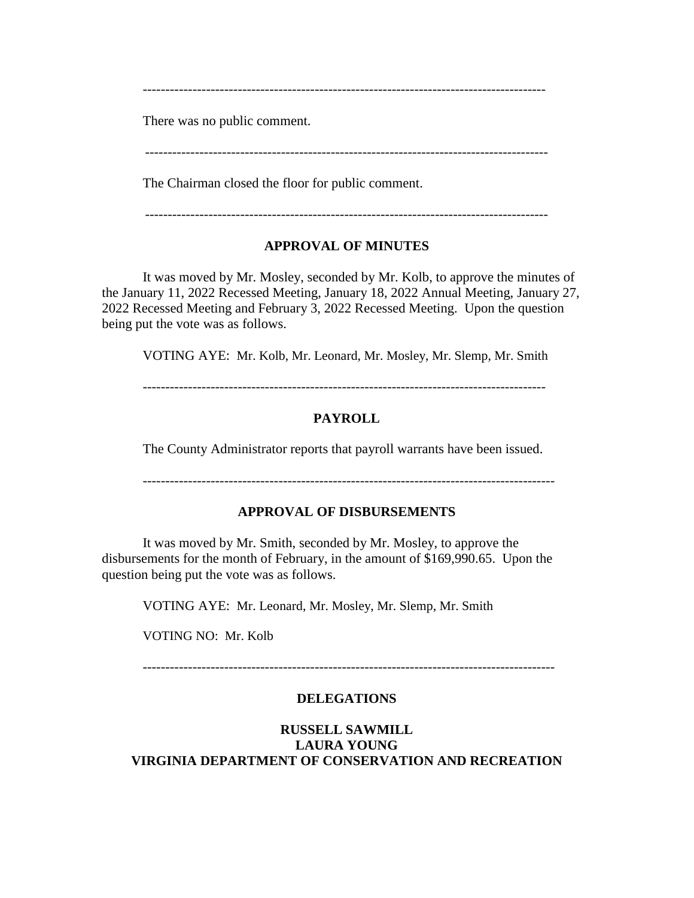---

There was no public comment.

---

The Chairman closed the floor for public comment.

---

## APPROVAL OF MINUTES

It was moved by Mr. Mosley, seconded by Mr. Kolb, to approve the minutes of the January 11, 2022 Recessed Meeting, January 18, 2022 Annual Meeting, January 27, 2022 Recessed Meeting and February 3, 2022 Recessed Meeting. Upon the question being put the vote was as follows.

VOTING AYE: Mr. Kolb, Mr. Leonard, Mr. Mosley, Mr. Slemp, Mr. Smith

---

## PAYROLL

The County Administrator reports that payroll warrants have been issued.

---

## APPROVAL OF DISBURSEMENTS

It was moved by Mr. Smith, seconded by Mr. Mosley, to approve the disbursements for the month of February, in the amount of $169,990.65. Upon the question being put the vote was as follows.

VOTING AYE: Mr. Leonard, Mr. Mosley, Mr. Slemp, Mr. Smith

VOTING NO: Mr. Kolb

---

## DELEGATIONS

### RUSSELL SAWMILL
### LAURA YOUNG
### VIRGINIA DEPARTMENT OF CONSERVATION AND RECREATION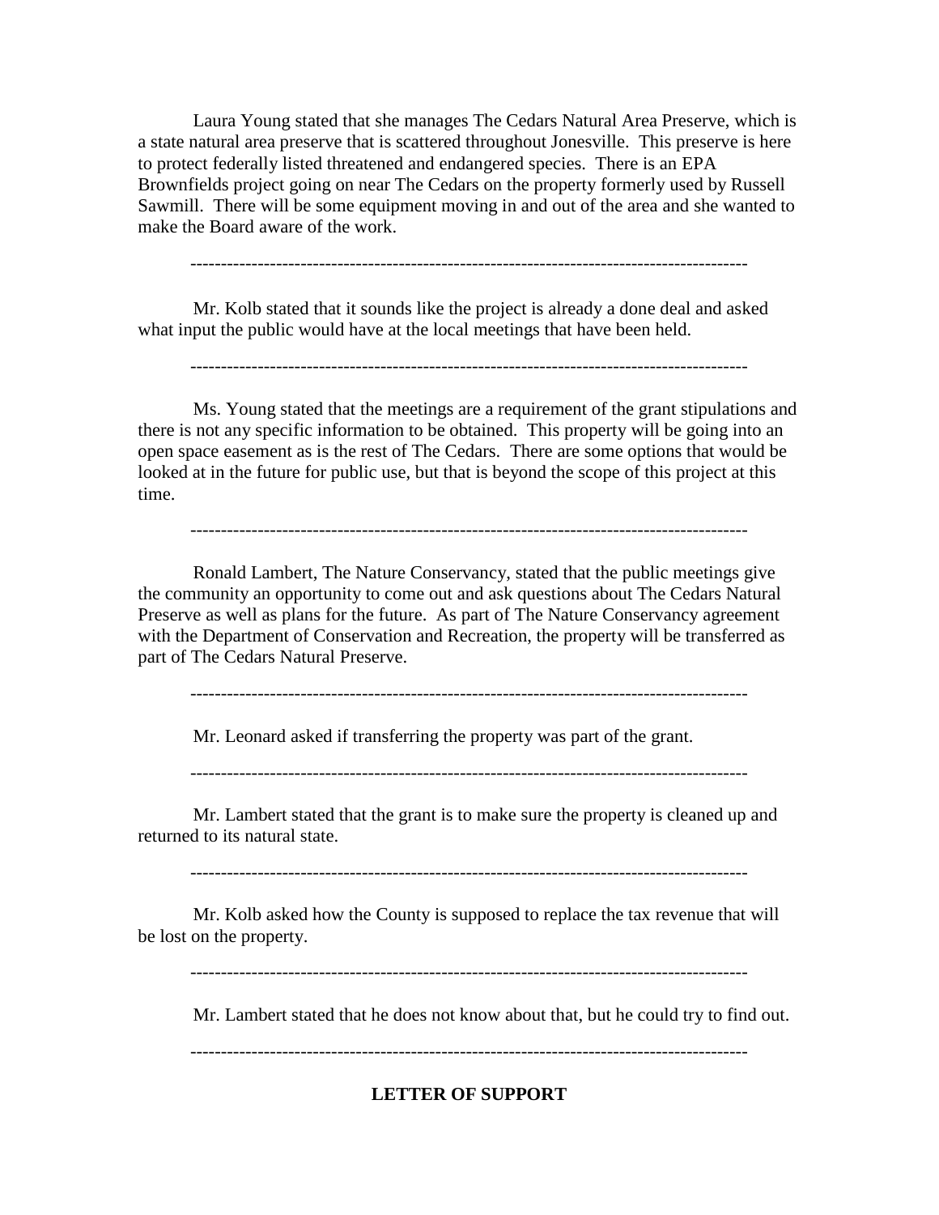Laura Young stated that she manages The Cedars Natural Area Preserve, which is a state natural area preserve that is scattered throughout Jonesville. This preserve is here to protect federally listed threatened and endangered species. There is an EPA Brownfields project going on near The Cedars on the property formerly used by Russell Sawmill. There will be some equipment moving in and out of the area and she wanted to make the Board aware of the work.

---

Mr. Kolb stated that it sounds like the project is already a done deal and asked what input the public would have at the local meetings that have been held.

---

Ms. Young stated that the meetings are a requirement of the grant stipulations and there is not any specific information to be obtained. This property will be going into an open space easement as is the rest of The Cedars. There are some options that would be looked at in the future for public use, but that is beyond the scope of this project at this time.

---

Ronald Lambert, The Nature Conservancy, stated that the public meetings give the community an opportunity to come out and ask questions about The Cedars Natural Preserve as well as plans for the future. As part of The Nature Conservancy agreement with the Department of Conservation and Recreation, the property will be transferred as part of The Cedars Natural Preserve.

---

Mr. Leonard asked if transferring the property was part of the grant.

---

Mr. Lambert stated that the grant is to make sure the property is cleaned up and returned to its natural state.

---

Mr. Kolb asked how the County is supposed to replace the tax revenue that will be lost on the property.

---

Mr. Lambert stated that he does not know about that, but he could try to find out.

---

**LETTER OF SUPPORT**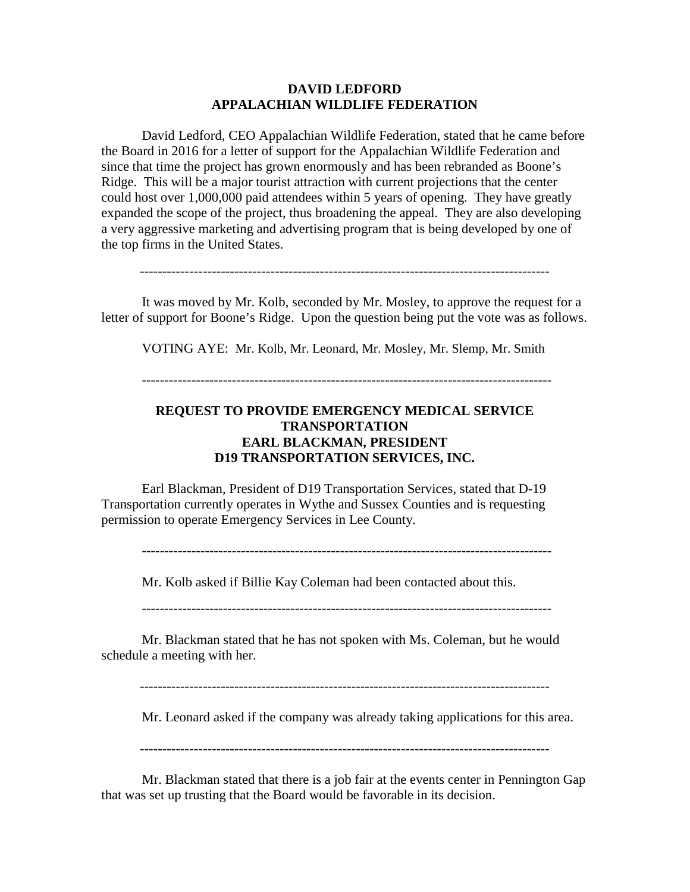**DAVID LEDFORD**
**APPALACHIAN WILDLIFE FEDERATION**

David Ledford, CEO Appalachian Wildlife Federation, stated that he came before the Board in 2016 for a letter of support for the Appalachian Wildlife Federation and since that time the project has grown enormously and has been rebranded as Boone's Ridge. This will be a major tourist attraction with current projections that the center could host over 1,000,000 paid attendees within 5 years of opening. They have greatly expanded the scope of the project, thus broadening the appeal. They are also developing a very aggressive marketing and advertising program that is being developed by one of the top firms in the United States.

---

It was moved by Mr. Kolb, seconded by Mr. Mosley, to approve the request for a letter of support for Boone's Ridge. Upon the question being put the vote was as follows.

VOTING AYE: Mr. Kolb, Mr. Leonard, Mr. Mosley, Mr. Slemp, Mr. Smith

---

**REQUEST TO PROVIDE EMERGENCY MEDICAL SERVICE TRANSPORTATION**
**EARL BLACKMAN, PRESIDENT**
**D19 TRANSPORTATION SERVICES, INC.**

Earl Blackman, President of D19 Transportation Services, stated that D-19 Transportation currently operates in Wythe and Sussex Counties and is requesting permission to operate Emergency Services in Lee County.

---

Mr. Kolb asked if Billie Kay Coleman had been contacted about this.

---

Mr. Blackman stated that he has not spoken with Ms. Coleman, but he would schedule a meeting with her.

---

Mr. Leonard asked if the company was already taking applications for this area.

---

Mr. Blackman stated that there is a job fair at the events center in Pennington Gap that was set up trusting that the Board would be favorable in its decision.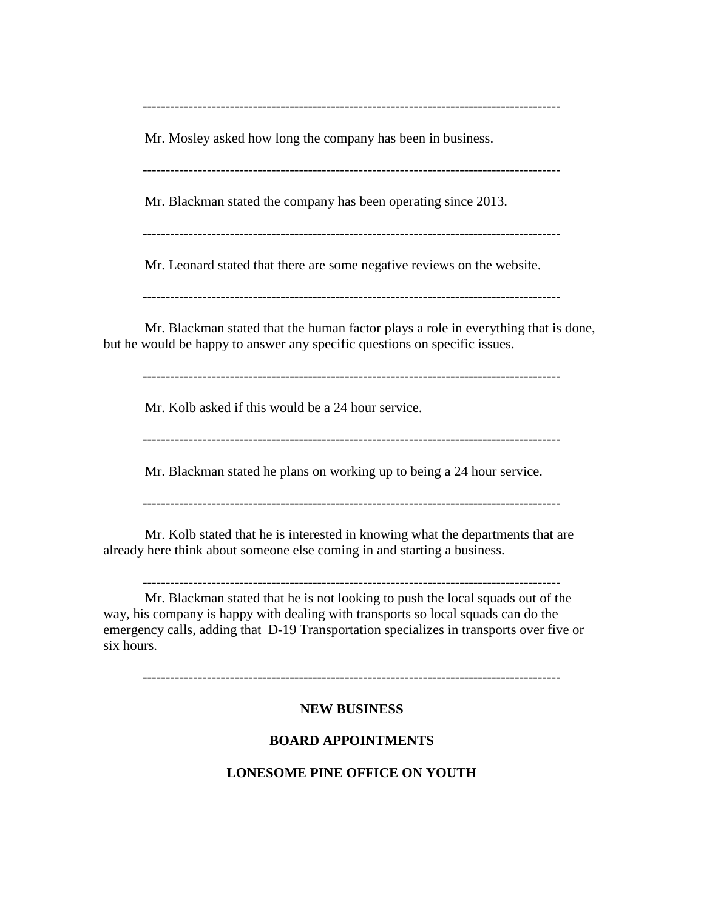---

Mr. Mosley asked how long the company has been in business.

---

Mr. Blackman stated the company has been operating since 2013.

---

Mr. Leonard stated that there are some negative reviews on the website.

---

Mr. Blackman stated that the human factor plays a role in everything that is done, but he would be happy to answer any specific questions on specific issues.

---

Mr. Kolb asked if this would be a 24 hour service.

---

Mr. Blackman stated he plans on working up to being a 24 hour service.

---

Mr. Kolb stated that he is interested in knowing what the departments that are already here think about someone else coming in and starting a business.

---

Mr. Blackman stated that he is not looking to push the local squads out of the way, his company is happy with dealing with transports so local squads can do the emergency calls, adding that D-19 Transportation specializes in transports over five or six hours.

---

**NEW BUSINESS**

**BOARD APPOINTMENTS**

**LONESOME PINE OFFICE ON YOUTH**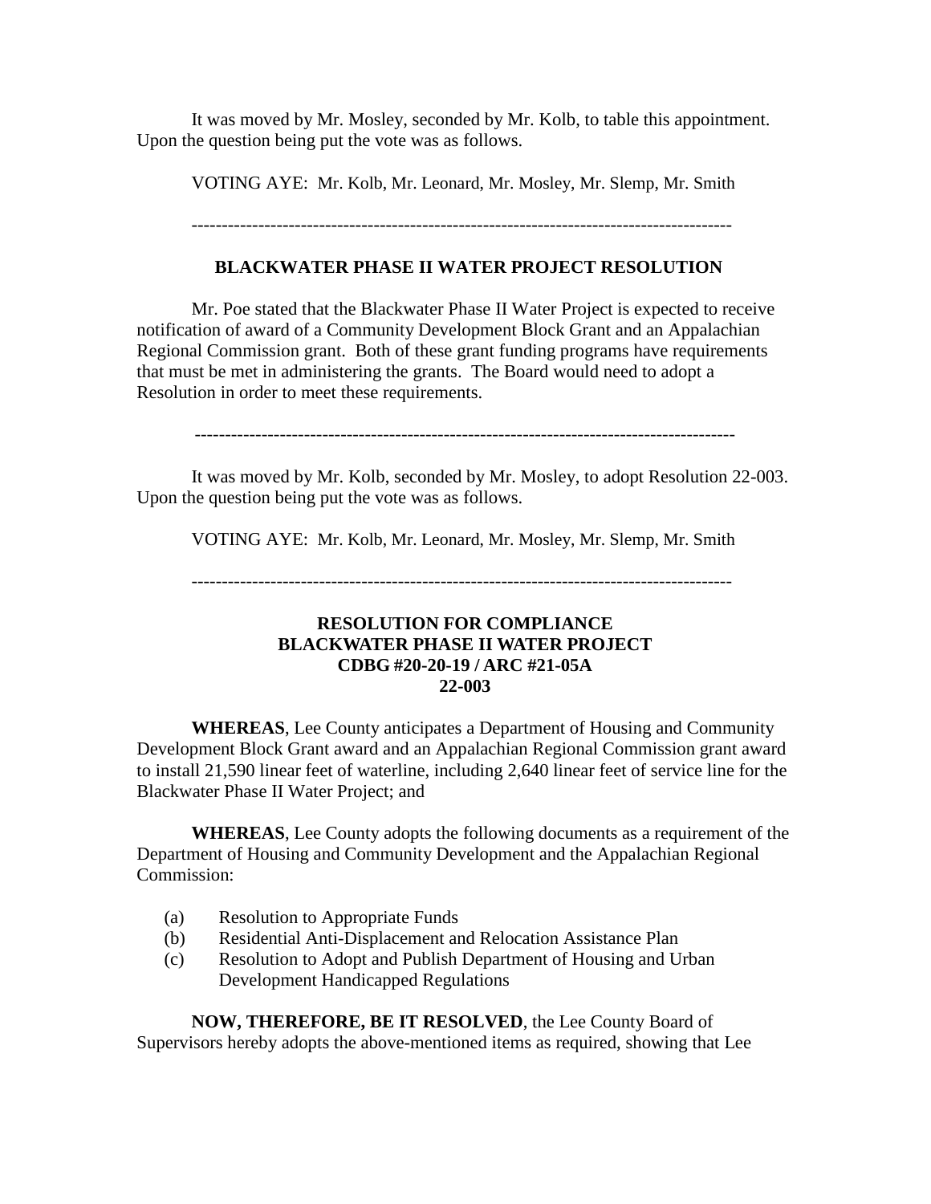It was moved by Mr. Mosley, seconded by Mr. Kolb, to table this appointment. Upon the question being put the vote was as follows.

VOTING AYE: Mr. Kolb, Mr. Leonard, Mr. Mosley, Mr. Slemp, Mr. Smith

---

**BLACKWATER PHASE II WATER PROJECT RESOLUTION**

Mr. Poe stated that the Blackwater Phase II Water Project is expected to receive notification of award of a Community Development Block Grant and an Appalachian Regional Commission grant. Both of these grant funding programs have requirements that must be met in administering the grants. The Board would need to adopt a Resolution in order to meet these requirements.

---

It was moved by Mr. Kolb, seconded by Mr. Mosley, to adopt Resolution 22-003. Upon the question being put the vote was as follows.

VOTING AYE: Mr. Kolb, Mr. Leonard, Mr. Mosley, Mr. Slemp, Mr. Smith

---

**RESOLUTION FOR COMPLIANCE**
**BLACKWATER PHASE II WATER PROJECT**
**CDBG #20-20-19 / ARC #21-05A**
**22-003**

**WHEREAS**, Lee County anticipates a Department of Housing and Community Development Block Grant award and an Appalachian Regional Commission grant award to install 21,590 linear feet of waterline, including 2,640 linear feet of service line for the Blackwater Phase II Water Project; and

**WHEREAS**, Lee County adopts the following documents as a requirement of the Department of Housing and Community Development and the Appalachian Regional Commission:

(a) Resolution to Appropriate Funds
(b) Residential Anti-Displacement and Relocation Assistance Plan
(c) Resolution to Adopt and Publish Department of Housing and Urban Development Handicapped Regulations

**NOW, THEREFORE, BE IT RESOLVED**, the Lee County Board of Supervisors hereby adopts the above-mentioned items as required, showing that Lee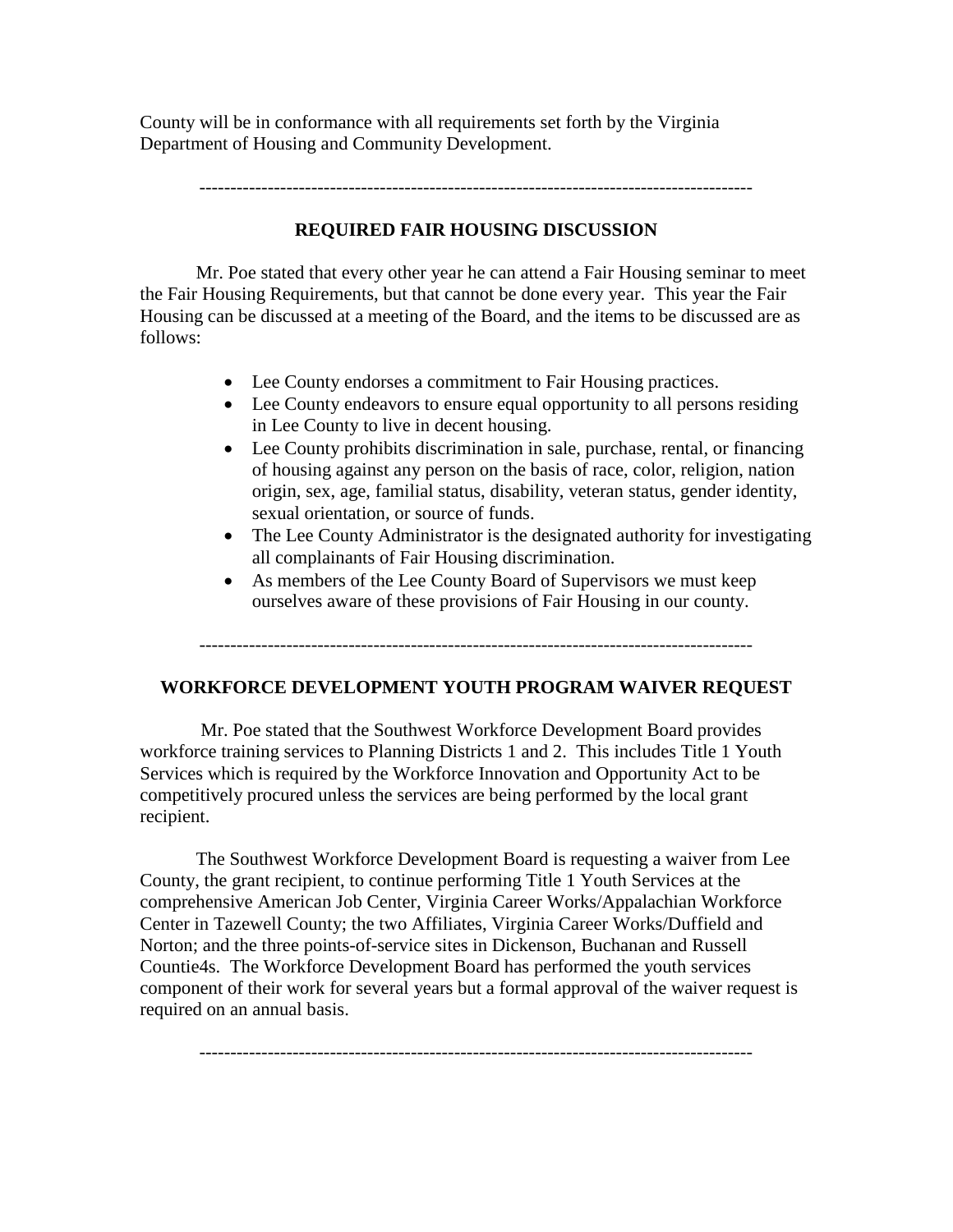County will be in conformance with all requirements set forth by the Virginia Department of Housing and Community Development.

---

## REQUIRED FAIR HOUSING DISCUSSION

Mr. Poe stated that every other year he can attend a Fair Housing seminar to meet the Fair Housing Requirements, but that cannot be done every year. This year the Fair Housing can be discussed at a meeting of the Board, and the items to be discussed are as follows:

- Lee County endorses a commitment to Fair Housing practices.
- Lee County endeavors to ensure equal opportunity to all persons residing in Lee County to live in decent housing.
- Lee County prohibits discrimination in sale, purchase, rental, or financing of housing against any person on the basis of race, color, religion, nation origin, sex, age, familial status, disability, veteran status, gender identity, sexual orientation, or source of funds.
- The Lee County Administrator is the designated authority for investigating all complainants of Fair Housing discrimination.
- As members of the Lee County Board of Supervisors we must keep ourselves aware of these provisions of Fair Housing in our county.

---

## WORKFORCE DEVELOPMENT YOUTH PROGRAM WAIVER REQUEST

Mr. Poe stated that the Southwest Workforce Development Board provides workforce training services to Planning Districts 1 and 2. This includes Title 1 Youth Services which is required by the Workforce Innovation and Opportunity Act to be competitively procured unless the services are being performed by the local grant recipient.

The Southwest Workforce Development Board is requesting a waiver from Lee County, the grant recipient, to continue performing Title 1 Youth Services at the comprehensive American Job Center, Virginia Career Works/Appalachian Workforce Center in Tazewell County; the two Affiliates, Virginia Career Works/Duffield and Norton; and the three points-of-service sites in Dickenson, Buchanan and Russell Countie4s. The Workforce Development Board has performed the youth services component of their work for several years but a formal approval of the waiver request is required on an annual basis.

---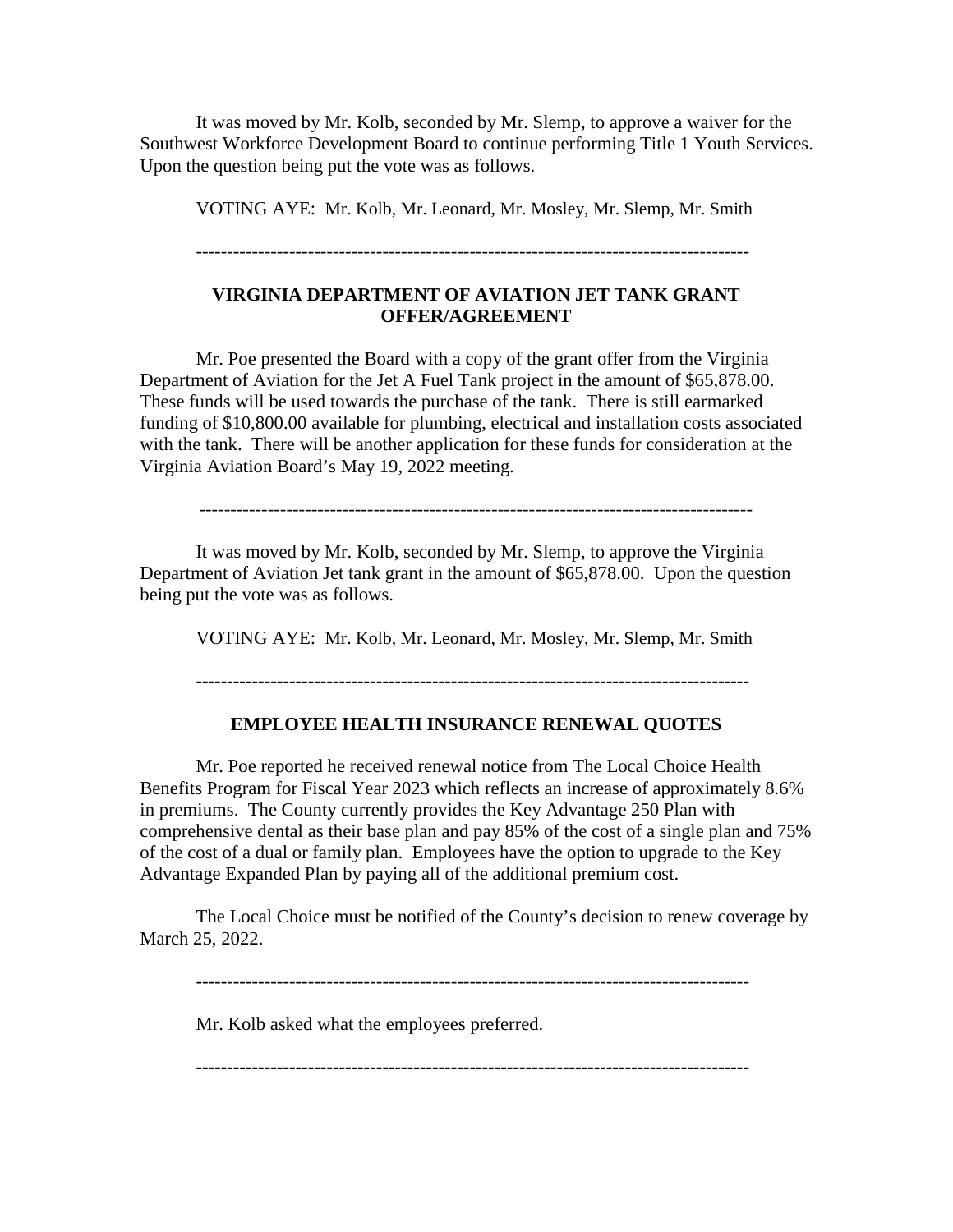It was moved by Mr. Kolb, seconded by Mr. Slemp, to approve a waiver for the Southwest Workforce Development Board to continue performing Title 1 Youth Services. Upon the question being put the vote was as follows.

VOTING AYE: Mr. Kolb, Mr. Leonard, Mr. Mosley, Mr. Slemp, Mr. Smith

-----------------------------------------------------------------------------------------

**VIRGINIA DEPARTMENT OF AVIATION JET TANK GRANT OFFER/AGREEMENT**

Mr. Poe presented the Board with a copy of the grant offer from the Virginia Department of Aviation for the Jet A Fuel Tank project in the amount of $65,878.00. These funds will be used towards the purchase of the tank. There is still earmarked funding of $10,800.00 available for plumbing, electrical and installation costs associated with the tank. There will be another application for these funds for consideration at the Virginia Aviation Board's May 19, 2022 meeting.

-----------------------------------------------------------------------------------------

It was moved by Mr. Kolb, seconded by Mr. Slemp, to approve the Virginia Department of Aviation Jet tank grant in the amount of $65,878.00. Upon the question being put the vote was as follows.

VOTING AYE: Mr. Kolb, Mr. Leonard, Mr. Mosley, Mr. Slemp, Mr. Smith

-----------------------------------------------------------------------------------------

**EMPLOYEE HEALTH INSURANCE RENEWAL QUOTES**

Mr. Poe reported he received renewal notice from The Local Choice Health Benefits Program for Fiscal Year 2023 which reflects an increase of approximately 8.6% in premiums. The County currently provides the Key Advantage 250 Plan with comprehensive dental as their base plan and pay 85% of the cost of a single plan and 75% of the cost of a dual or family plan. Employees have the option to upgrade to the Key Advantage Expanded Plan by paying all of the additional premium cost.

The Local Choice must be notified of the County's decision to renew coverage by March 25, 2022.

-----------------------------------------------------------------------------------------

Mr. Kolb asked what the employees preferred.

-----------------------------------------------------------------------------------------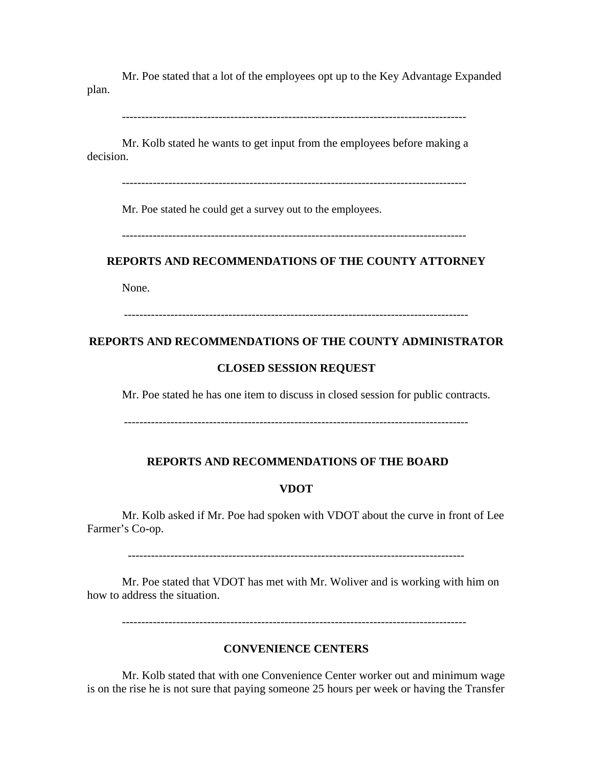Mr. Poe stated that a lot of the employees opt up to the Key Advantage Expanded plan.

-----------------------------------------------------------------------------------------

Mr. Kolb stated he wants to get input from the employees before making a decision.

-----------------------------------------------------------------------------------------

Mr. Poe stated he could get a survey out to the employees.

-----------------------------------------------------------------------------------------

**REPORTS AND RECOMMENDATIONS OF THE COUNTY ATTORNEY**

None.

-----------------------------------------------------------------------------------------

**REPORTS AND RECOMMENDATIONS OF THE COUNTY ADMINISTRATOR**

**CLOSED SESSION REQUEST**

Mr. Poe stated he has one item to discuss in closed session for public contracts.

-----------------------------------------------------------------------------------------

**REPORTS AND RECOMMENDATIONS OF THE BOARD**

**VDOT**

Mr. Kolb asked if Mr. Poe had spoken with VDOT about the curve in front of Lee Farmer's Co-op.

-----------------------------------------------------------------------------------------

Mr. Poe stated that VDOT has met with Mr. Woliver and is working with him on how to address the situation.

-----------------------------------------------------------------------------------------

**CONVENIENCE CENTERS**

Mr. Kolb stated that with one Convenience Center worker out and minimum wage is on the rise he is not sure that paying someone 25 hours per week or having the Transfer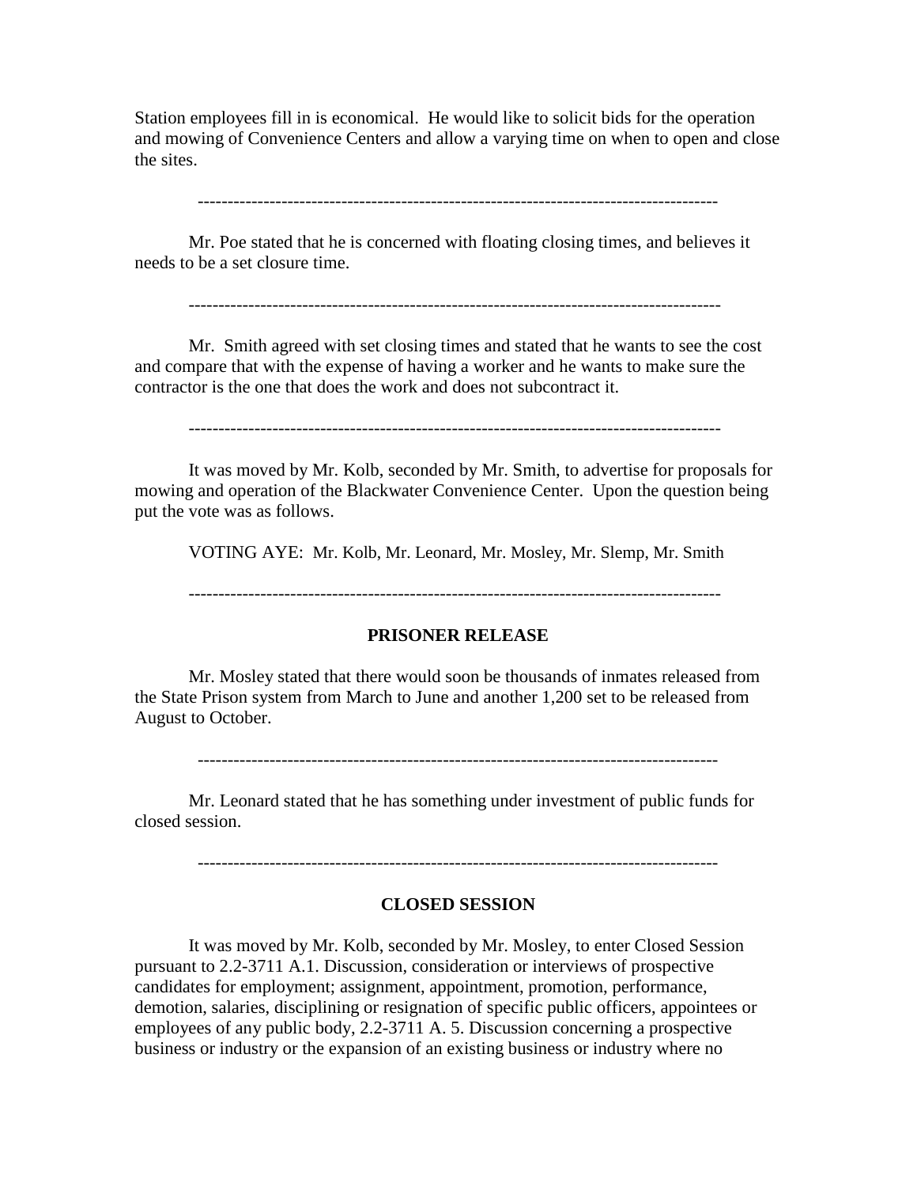Station employees fill in is economical. He would like to solicit bids for the operation and mowing of Convenience Centers and allow a varying time on when to open and close the sites.

---

Mr. Poe stated that he is concerned with floating closing times, and believes it needs to be a set closure time.

---

Mr. Smith agreed with set closing times and stated that he wants to see the cost and compare that with the expense of having a worker and he wants to make sure the contractor is the one that does the work and does not subcontract it.

---

It was moved by Mr. Kolb, seconded by Mr. Smith, to advertise for proposals for mowing and operation of the Blackwater Convenience Center. Upon the question being put the vote was as follows.

VOTING AYE: Mr. Kolb, Mr. Leonard, Mr. Mosley, Mr. Slemp, Mr. Smith

---

**PRISONER RELEASE**

Mr. Mosley stated that there would soon be thousands of inmates released from the State Prison system from March to June and another 1,200 set to be released from August to October.

---

Mr. Leonard stated that he has something under investment of public funds for closed session.

---

**CLOSED SESSION**

It was moved by Mr. Kolb, seconded by Mr. Mosley, to enter Closed Session pursuant to 2.2-3711 A.1. Discussion, consideration or interviews of prospective candidates for employment; assignment, appointment, promotion, performance, demotion, salaries, disciplining or resignation of specific public officers, appointees or employees of any public body, 2.2-3711 A. 5. Discussion concerning a prospective business or industry or the expansion of an existing business or industry where no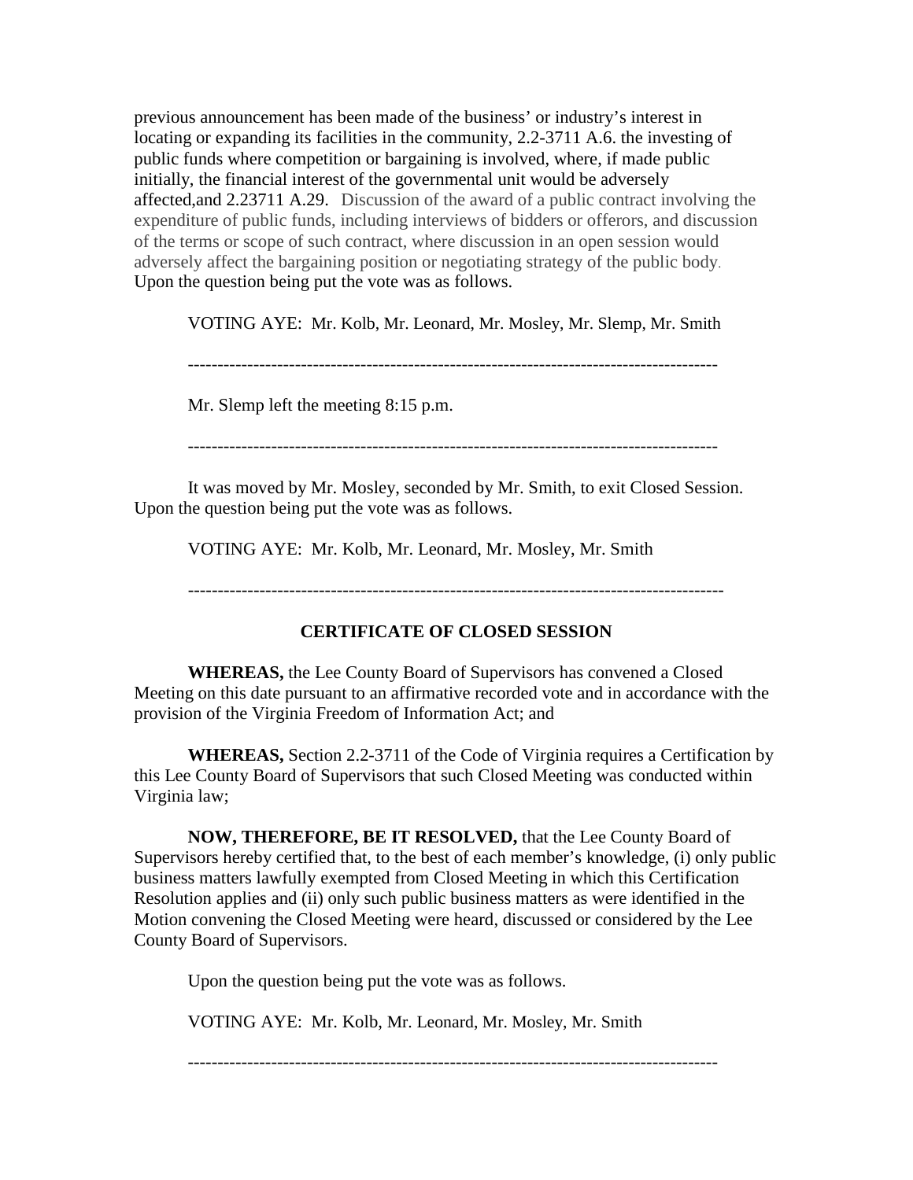previous announcement has been made of the business' or industry's interest in locating or expanding its facilities in the community, 2.2-3711 A.6. the investing of public funds where competition or bargaining is involved, where, if made public initially, the financial interest of the governmental unit would be adversely affected,and 2.23711 A.29. Discussion of the award of a public contract involving the expenditure of public funds, including interviews of bidders or offerors, and discussion of the terms or scope of such contract, where discussion in an open session would adversely affect the bargaining position or negotiating strategy of the public body. Upon the question being put the vote was as follows.

VOTING AYE: Mr. Kolb, Mr. Leonard, Mr. Mosley, Mr. Slemp, Mr. Smith

------------------------------------------------------------------------------------------

Mr. Slemp left the meeting 8:15 p.m.

------------------------------------------------------------------------------------------

It was moved by Mr. Mosley, seconded by Mr. Smith, to exit Closed Session. Upon the question being put the vote was as follows.

VOTING AYE: Mr. Kolb, Mr. Leonard, Mr. Mosley, Mr. Smith

------------------------------------------------------------------------------------------

**CERTIFICATE OF CLOSED SESSION**

**WHEREAS,** the Lee County Board of Supervisors has convened a Closed Meeting on this date pursuant to an affirmative recorded vote and in accordance with the provision of the Virginia Freedom of Information Act; and

**WHEREAS,** Section 2.2-3711 of the Code of Virginia requires a Certification by this Lee County Board of Supervisors that such Closed Meeting was conducted within Virginia law;

**NOW, THEREFORE, BE IT RESOLVED,** that the Lee County Board of Supervisors hereby certified that, to the best of each member's knowledge, (i) only public business matters lawfully exempted from Closed Meeting in which this Certification Resolution applies and (ii) only such public business matters as were identified in the Motion convening the Closed Meeting were heard, discussed or considered by the Lee County Board of Supervisors.

Upon the question being put the vote was as follows.

VOTING AYE: Mr. Kolb, Mr. Leonard, Mr. Mosley, Mr. Smith

------------------------------------------------------------------------------------------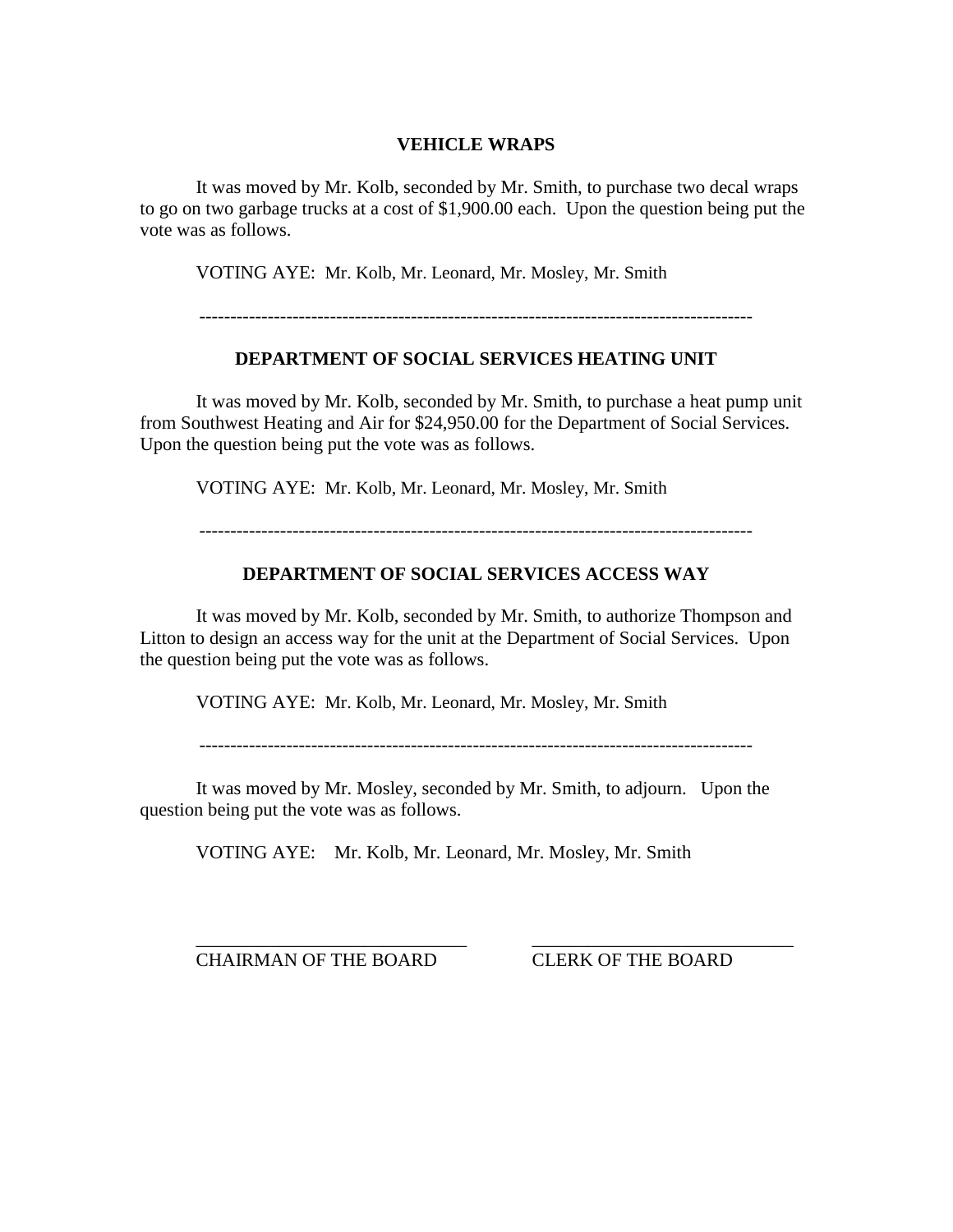### VEHICLE WRAPS

It was moved by Mr. Kolb, seconded by Mr. Smith, to purchase two decal wraps to go on two garbage trucks at a cost of $1,900.00 each. Upon the question being put the vote was as follows.

VOTING AYE: Mr. Kolb, Mr. Leonard, Mr. Mosley, Mr. Smith

-----------------------------------------------------------------------------------------

### DEPARTMENT OF SOCIAL SERVICES HEATING UNIT

It was moved by Mr. Kolb, seconded by Mr. Smith, to purchase a heat pump unit from Southwest Heating and Air for $24,950.00 for the Department of Social Services. Upon the question being put the vote was as follows.

VOTING AYE: Mr. Kolb, Mr. Leonard, Mr. Mosley, Mr. Smith

-----------------------------------------------------------------------------------------

### DEPARTMENT OF SOCIAL SERVICES ACCESS WAY

It was moved by Mr. Kolb, seconded by Mr. Smith, to authorize Thompson and Litton to design an access way for the unit at the Department of Social Services. Upon the question being put the vote was as follows.

VOTING AYE: Mr. Kolb, Mr. Leonard, Mr. Mosley, Mr. Smith

-----------------------------------------------------------------------------------------

It was moved by Mr. Mosley, seconded by Mr. Smith, to adjourn. Upon the question being put the vote was as follows.

VOTING AYE: Mr. Kolb, Mr. Leonard, Mr. Mosley, Mr. Smith

_____________________________ _____________________________

CHAIRMAN OF THE BOARD CLERK OF THE BOARD